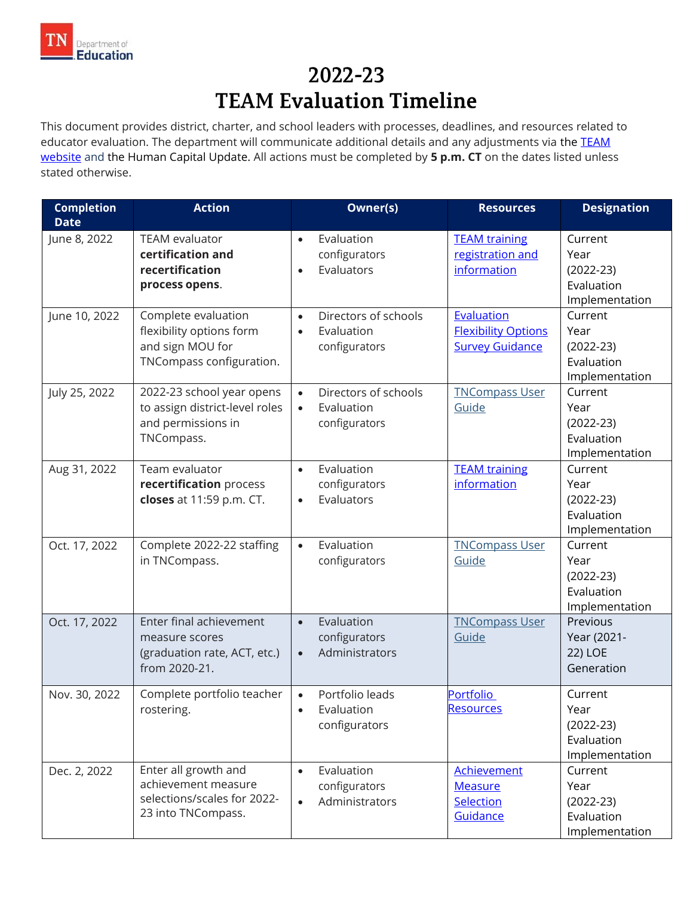# 2022-23
# TEAM Evaluation Timeline

This document provides district, charter, and school leaders with processes, deadlines, and resources related to educator evaluation. The department will communicate additional details and any adjustments via the TEAM website and the Human Capital Update. All actions must be completed by **5 p.m. CT** on the dates listed unless stated otherwise.

| Completion Date | Action | Owner(s) | Resources | Designation |
|---|---|---|---|---|
| June 8, 2022 | TEAM evaluator **certification and recertification process opens**. | • Evaluation configurators<br>• Evaluators | TEAM training registration and information | Current Year (2022-23) Evaluation Implementation |
| June 10, 2022 | Complete evaluation flexibility options form and sign MOU for TNCompass configuration. | • Directors of schools<br>• Evaluation configurators | Evaluation Flexibility Options Survey Guidance | Current Year (2022-23) Evaluation Implementation |
| July 25, 2022 | 2022-23 school year opens to assign district-level roles and permissions in TNCompass. | • Directors of schools<br>• Evaluation configurators | TNCompass User Guide | Current Year (2022-23) Evaluation Implementation |
| Aug 31, 2022 | Team evaluator **recertification** process **closes** at 11:59 p.m. CT. | • Evaluation configurators<br>• Evaluators | TEAM training information | Current Year (2022-23) Evaluation Implementation |
| Oct. 17, 2022 | Complete 2022-22 staffing in TNCompass. | • Evaluation configurators | TNCompass User Guide | Current Year (2022-23) Evaluation Implementation |
| Oct. 17, 2022 | Enter final achievement measure scores (graduation rate, ACT, etc.) from 2020-21. | • Evaluation configurators<br>• Administrators | TNCompass User Guide | Previous Year (2021-22) LOE Generation |
| Nov. 30, 2022 | Complete portfolio teacher rostering. | • Portfolio leads<br>• Evaluation configurators | Portfolio Resources | Current Year (2022-23) Evaluation Implementation |
| Dec. 2, 2022 | Enter all growth and achievement measure selections/scales for 2022-23 into TNCompass. | • Evaluation configurators<br>• Administrators | Achievement Measure Selection Guidance | Current Year (2022-23) Evaluation Implementation |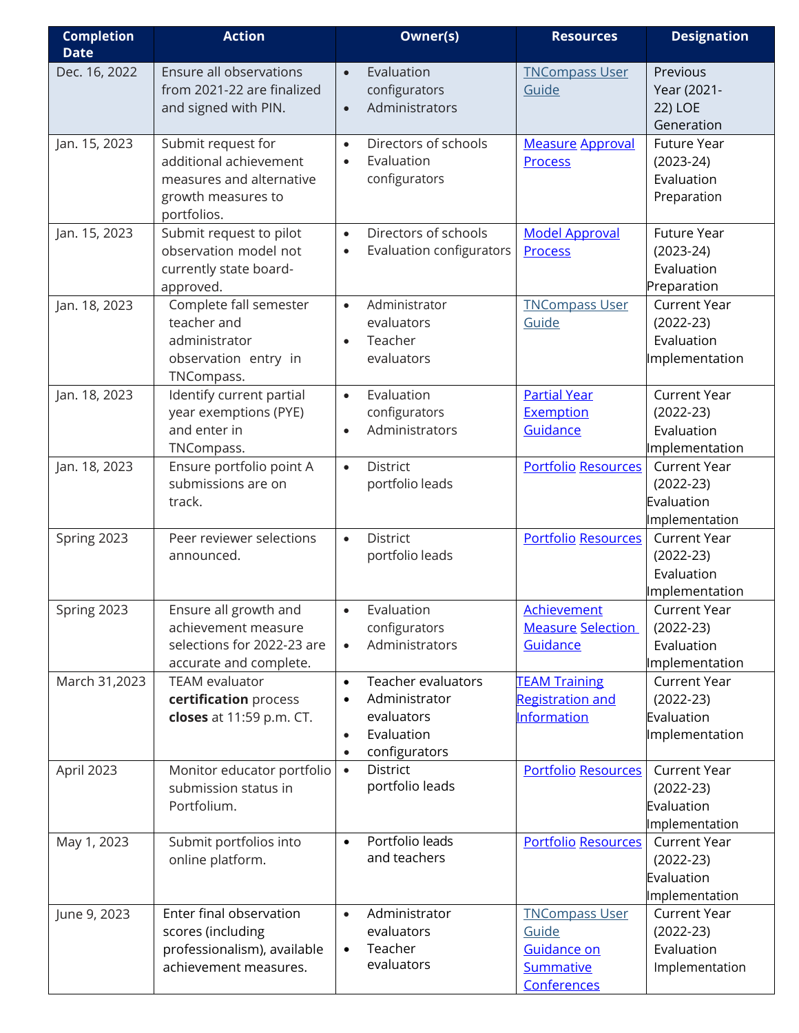| Completion Date | Action | Owner(s) | Resources | Designation |
|---|---|---|---|---|
| Dec. 16, 2022 | Ensure all observations from 2021-22 are finalized and signed with PIN. | • Evaluation configurators<br>• Administrators | TNCompass User Guide | Previous Year (2021-22) LOE Generation |
| Jan. 15, 2023 | Submit request for additional achievement measures and alternative growth measures to portfolios. | • Directors of schools<br>• Evaluation configurators | Measure Approval Process | Future Year (2023-24) Evaluation Preparation |
| Jan. 15, 2023 | Submit request to pilot observation model not currently state board-approved. | • Directors of schools<br>• Evaluation configurators | Model Approval Process | Future Year (2023-24) Evaluation Preparation |
| Jan. 18, 2023 | Complete fall semester teacher and administrator observation entry in TNCompass. | • Administrator evaluators<br>• Teacher evaluators | TNCompass User Guide | Current Year (2022-23) Evaluation Implementation |
| Jan. 18, 2023 | Identify current partial year exemptions (PYE) and enter in TNCompass. | • Evaluation configurators<br>• Administrators | Partial Year Exemption Guidance | Current Year (2022-23) Evaluation Implementation |
| Jan. 18, 2023 | Ensure portfolio point A submissions are on track. | • District portfolio leads | Portfolio Resources | Current Year (2022-23) Evaluation Implementation |
| Spring 2023 | Peer reviewer selections announced. | • District portfolio leads | Portfolio Resources | Current Year (2022-23) Evaluation Implementation |
| Spring 2023 | Ensure all growth and achievement measure selections for 2022-23 are accurate and complete. | • Evaluation configurators<br>• Administrators | Achievement Measure Selection Guidance | Current Year (2022-23) Evaluation Implementation |
| March 31,2023 | TEAM evaluator **certification** process **closes** at 11:59 p.m. CT. | • Teacher evaluators<br>• Administrator evaluators<br>• Evaluation<br>• configurators | TEAM Training Registration and Information | Current Year (2022-23) Evaluation Implementation |
| April 2023 | Monitor educator portfolio submission status in Portfolium. | • District portfolio leads | Portfolio Resources | Current Year (2022-23) Evaluation Implementation |
| May 1, 2023 | Submit portfolios into online platform. | • Portfolio leads and teachers | Portfolio Resources | Current Year (2022-23) Evaluation Implementation |
| June 9, 2023 | Enter final observation scores (including professionalism), available achievement measures. | • Administrator evaluators<br>• Teacher evaluators | TNCompass User Guide<br>Guidance on Summative Conferences | Current Year (2022-23) Evaluation Implementation |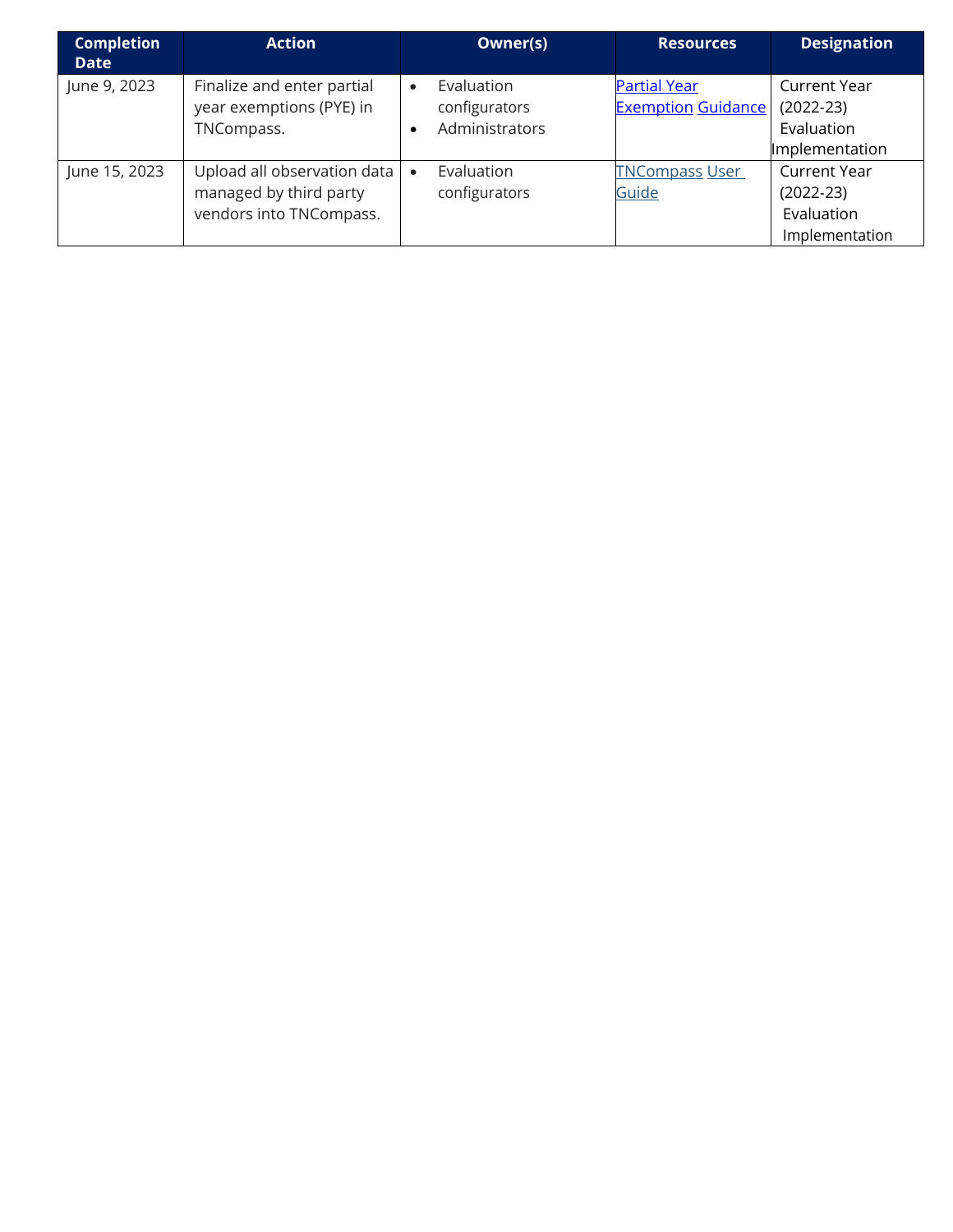| Completion Date | Action | Owner(s) | Resources | Designation |
|---|---|---|---|---|
| June 9, 2023 | Finalize and enter partial year exemptions (PYE) in TNCompass. | • Evaluation configurators<br>• Administrators | Partial Year Exemption Guidance | Current Year (2022-23) Evaluation Implementation |
| June 15, 2023 | Upload all observation data managed by third party vendors into TNCompass. | • Evaluation configurators | TNCompass User Guide | Current Year (2022-23) Evaluation Implementation |